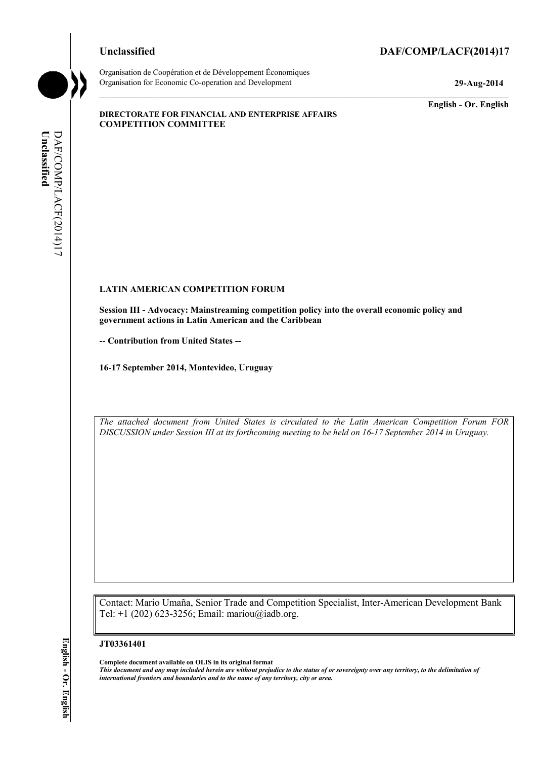**Unclassified** **DAF/COMP/LACF(2014)17**

Organisation de Coopération et de Développement Économiques
Organisation for Economic Co-operation and Development **29-Aug-2014**

**English - Or. English**

**DIRECTORATE FOR FINANCIAL AND ENTERPRISE AFFAIRS**
**COMPETITION COMMITTEE**

**LATIN AMERICAN COMPETITION FORUM**

**Session III - Advocacy: Mainstreaming competition policy into the overall economic policy and government actions in Latin American and the Caribbean**

**-- Contribution from United States --**

**16-17 September 2014, Montevideo, Uruguay**

*The attached document from United States is circulated to the Latin American Competition Forum FOR DISCUSSION under Session III at its forthcoming meeting to be held on 16-17 September 2014 in Uruguay.*

Contact: Mario Umaña, Senior Trade and Competition Specialist, Inter-American Development Bank
Tel: +1 (202) 623-3256; Email: mariou@iadb.org.

**JT03361401**

**Complete document available on OLIS in its original format**
***This document and any map included herein are without prejudice to the status of or sovereignty over any territory, to the delimitation of international frontiers and boundaries and to the name of any territory, city or area.***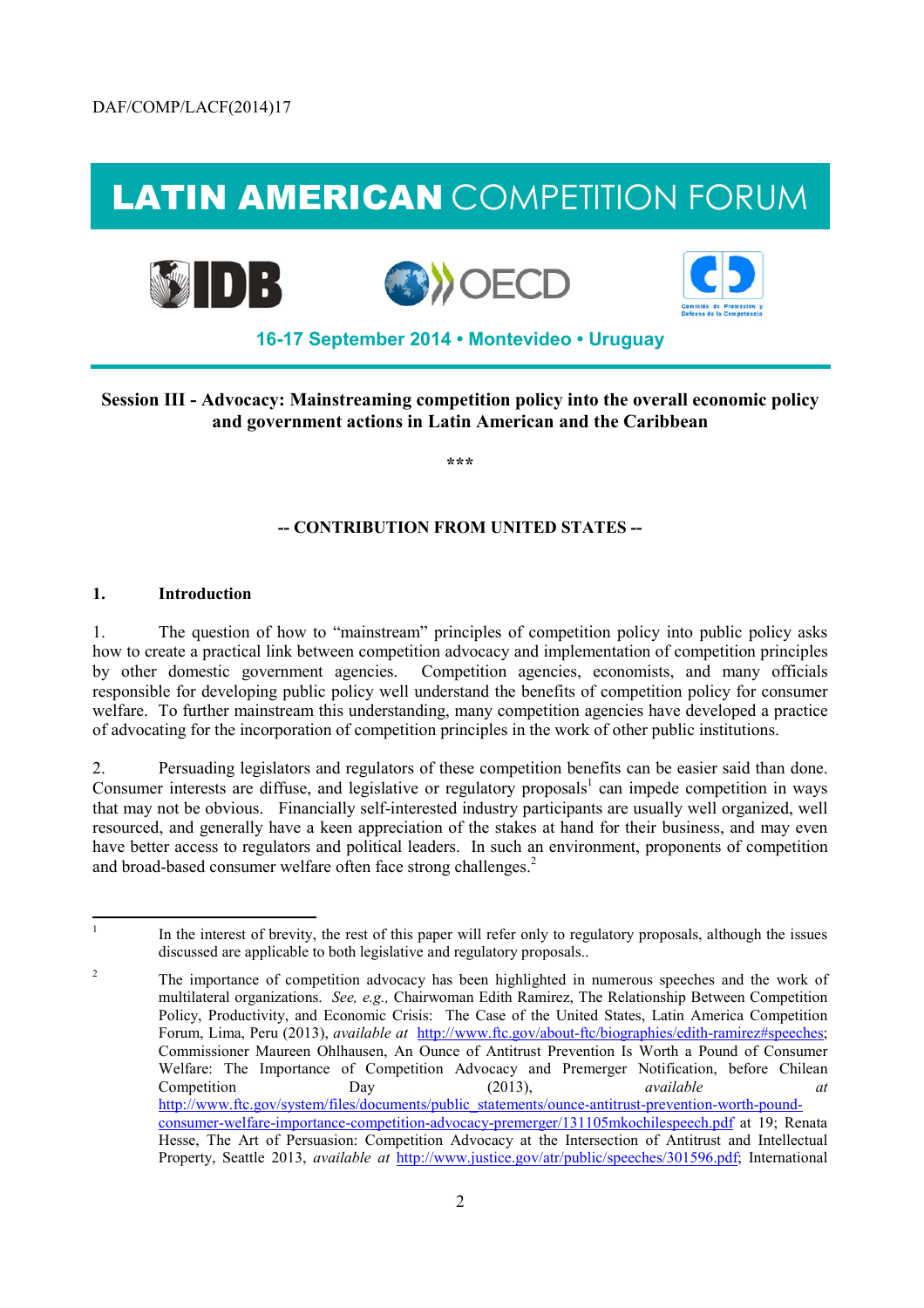DAF/COMP/LACF(2014)17

# LATIN AMERICAN COMPETITION FORUM

16-17 September 2014 • Montevideo • Uruguay

**Session III - Advocacy: Mainstreaming competition policy into the overall economic policy and government actions in Latin American and the Caribbean**

\*\*\*

**-- CONTRIBUTION FROM UNITED STATES --**

## 1. Introduction

1. The question of how to "mainstream" principles of competition policy into public policy asks how to create a practical link between competition advocacy and implementation of competition principles by other domestic government agencies. Competition agencies, economists, and many officials responsible for developing public policy well understand the benefits of competition policy for consumer welfare. To further mainstream this understanding, many competition agencies have developed a practice of advocating for the incorporation of competition principles in the work of other public institutions.

2. Persuading legislators and regulators of these competition benefits can be easier said than done. Consumer interests are diffuse, and legislative or regulatory proposals[1] can impede competition in ways that may not be obvious. Financially self-interested industry participants are usually well organized, well resourced, and generally have a keen appreciation of the stakes at hand for their business, and may even have better access to regulators and political leaders. In such an environment, proponents of competition and broad-based consumer welfare often face strong challenges.[2]

---

[1] In the interest of brevity, the rest of this paper will refer only to regulatory proposals, although the issues discussed are applicable to both legislative and regulatory proposals..

[2] The importance of competition advocacy has been highlighted in numerous speeches and the work of multilateral organizations. *See, e.g.,* Chairwoman Edith Ramirez, The Relationship Between Competition Policy, Productivity, and Economic Crisis: The Case of the United States, Latin America Competition Forum, Lima, Peru (2013), *available at* http://www.ftc.gov/about-ftc/biographies/edith-ramirez#speeches; Commissioner Maureen Ohlhausen, An Ounce of Antitrust Prevention Is Worth a Pound of Consumer Welfare: The Importance of Competition Advocacy and Premerger Notification, before Chilean Competition Day (2013), *available at* http://www.ftc.gov/system/files/documents/public_statements/ounce-antitrust-prevention-worth-pound-consumer-welfare-importance-competition-advocacy-premerger/131105mkochilespeech.pdf at 19; Renata Hesse, The Art of Persuasion: Competition Advocacy at the Intersection of Antitrust and Intellectual Property, Seattle 2013, *available at* http://www.justice.gov/atr/public/speeches/301596.pdf; International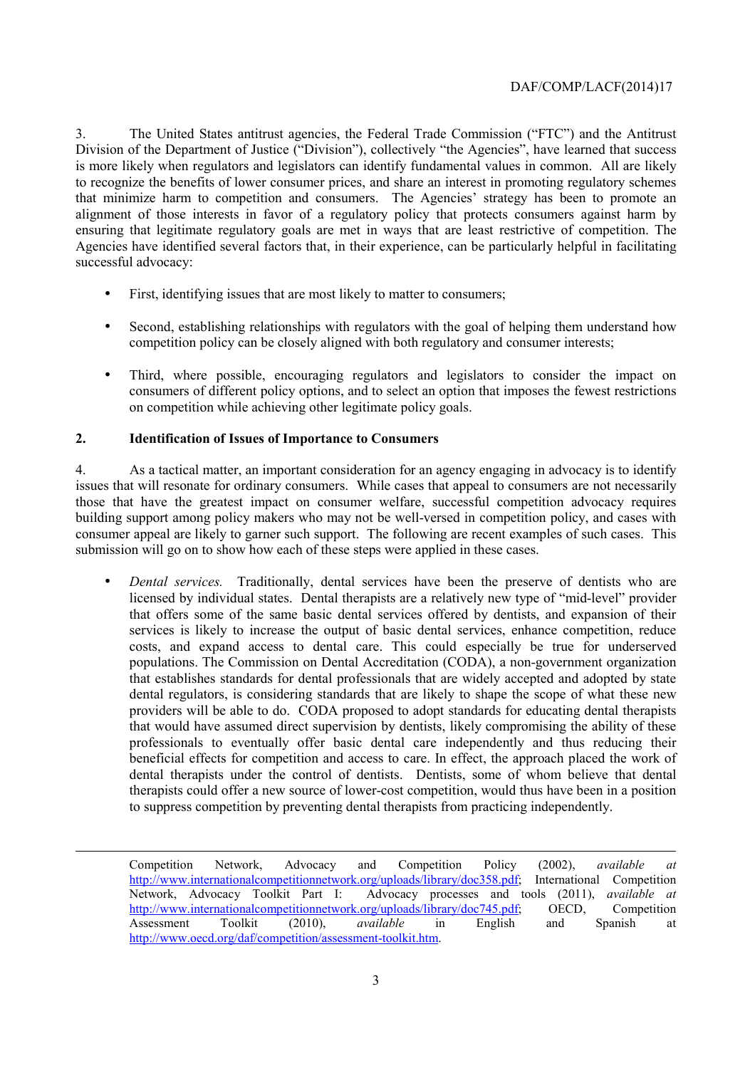3. The United States antitrust agencies, the Federal Trade Commission ("FTC") and the Antitrust Division of the Department of Justice ("Division"), collectively "the Agencies", have learned that success is more likely when regulators and legislators can identify fundamental values in common. All are likely to recognize the benefits of lower consumer prices, and share an interest in promoting regulatory schemes that minimize harm to competition and consumers. The Agencies' strategy has been to promote an alignment of those interests in favor of a regulatory policy that protects consumers against harm by ensuring that legitimate regulatory goals are met in ways that are least restrictive of competition. The Agencies have identified several factors that, in their experience, can be particularly helpful in facilitating successful advocacy:

- First, identifying issues that are most likely to matter to consumers;
- Second, establishing relationships with regulators with the goal of helping them understand how competition policy can be closely aligned with both regulatory and consumer interests;
- Third, where possible, encouraging regulators and legislators to consider the impact on consumers of different policy options, and to select an option that imposes the fewest restrictions on competition while achieving other legitimate policy goals.

## 2. Identification of Issues of Importance to Consumers

4. As a tactical matter, an important consideration for an agency engaging in advocacy is to identify issues that will resonate for ordinary consumers. While cases that appeal to consumers are not necessarily those that have the greatest impact on consumer welfare, successful competition advocacy requires building support among policy makers who may not be well-versed in competition policy, and cases with consumer appeal are likely to garner such support. The following are recent examples of such cases. This submission will go on to show how each of these steps were applied in these cases.

- *Dental services.* Traditionally, dental services have been the preserve of dentists who are licensed by individual states. Dental therapists are a relatively new type of "mid-level" provider that offers some of the same basic dental services offered by dentists, and expansion of their services is likely to increase the output of basic dental services, enhance competition, reduce costs, and expand access to dental care. This could especially be true for underserved populations. The Commission on Dental Accreditation (CODA), a non-government organization that establishes standards for dental professionals that are widely accepted and adopted by state dental regulators, is considering standards that are likely to shape the scope of what these new providers will be able to do. CODA proposed to adopt standards for educating dental therapists that would have assumed direct supervision by dentists, likely compromising the ability of these professionals to eventually offer basic dental care independently and thus reducing their beneficial effects for competition and access to care. In effect, the approach placed the work of dental therapists under the control of dentists. Dentists, some of whom believe that dental therapists could offer a new source of lower-cost competition, would thus have been in a position to suppress competition by preventing dental therapists from practicing independently.

---

Competition Network, Advocacy and Competition Policy (2002), *available at* http://www.internationalcompetitionnetwork.org/uploads/library/doc358.pdf; International Competition Network, Advocacy Toolkit Part I: Advocacy processes and tools (2011), *available at* http://www.internationalcompetitionnetwork.org/uploads/library/doc745.pdf; OECD, Competition Assessment Toolkit (2010), *available* in English and Spanish at http://www.oecd.org/daf/competition/assessment-toolkit.htm.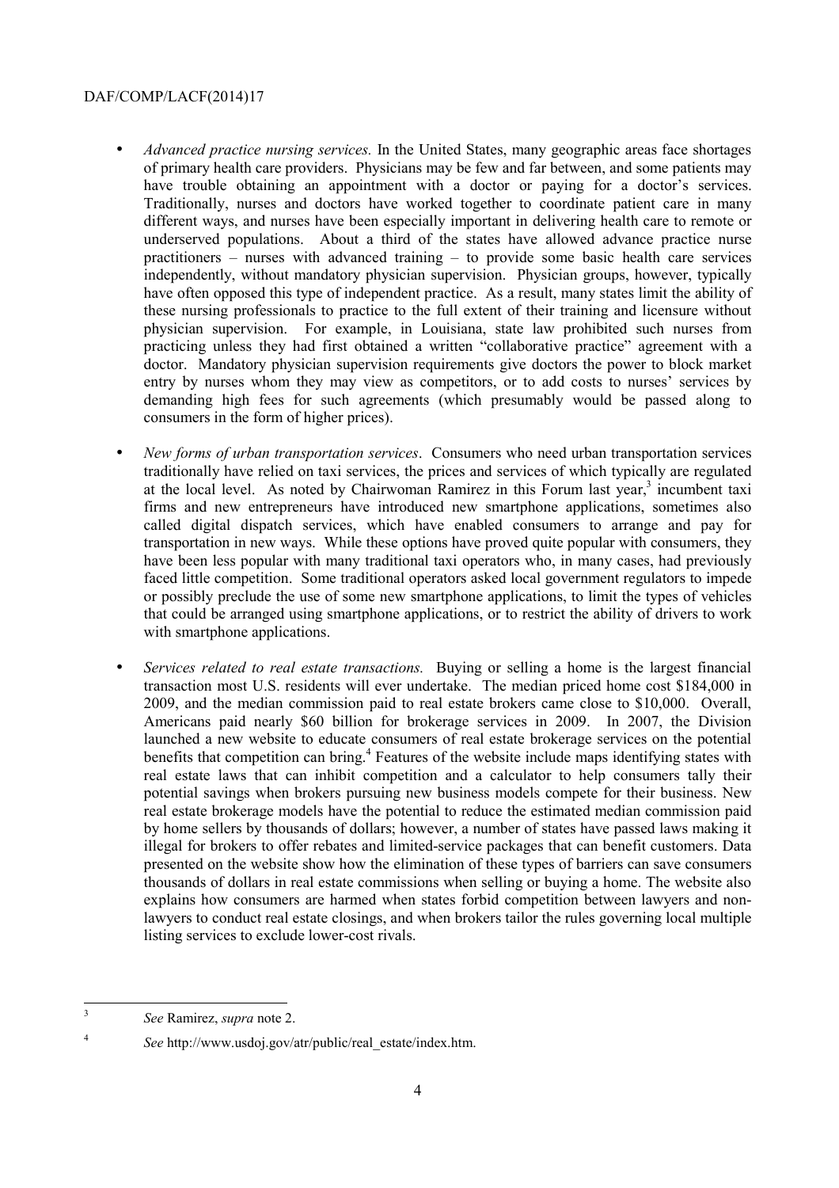- *Advanced practice nursing services.* In the United States, many geographic areas face shortages of primary health care providers. Physicians may be few and far between, and some patients may have trouble obtaining an appointment with a doctor or paying for a doctor's services. Traditionally, nurses and doctors have worked together to coordinate patient care in many different ways, and nurses have been especially important in delivering health care to remote or underserved populations. About a third of the states have allowed advance practice nurse practitioners – nurses with advanced training – to provide some basic health care services independently, without mandatory physician supervision. Physician groups, however, typically have often opposed this type of independent practice. As a result, many states limit the ability of these nursing professionals to practice to the full extent of their training and licensure without physician supervision. For example, in Louisiana, state law prohibited such nurses from practicing unless they had first obtained a written "collaborative practice" agreement with a doctor. Mandatory physician supervision requirements give doctors the power to block market entry by nurses whom they may view as competitors, or to add costs to nurses' services by demanding high fees for such agreements (which presumably would be passed along to consumers in the form of higher prices).

- *New forms of urban transportation services*. Consumers who need urban transportation services traditionally have relied on taxi services, the prices and services of which typically are regulated at the local level. As noted by Chairwoman Ramirez in this Forum last year,[3] incumbent taxi firms and new entrepreneurs have introduced new smartphone applications, sometimes also called digital dispatch services, which have enabled consumers to arrange and pay for transportation in new ways. While these options have proved quite popular with consumers, they have been less popular with many traditional taxi operators who, in many cases, had previously faced little competition. Some traditional operators asked local government regulators to impede or possibly preclude the use of some new smartphone applications, to limit the types of vehicles that could be arranged using smartphone applications, or to restrict the ability of drivers to work with smartphone applications.

- *Services related to real estate transactions.* Buying or selling a home is the largest financial transaction most U.S. residents will ever undertake. The median priced home cost \$184,000 in 2009, and the median commission paid to real estate brokers came close to \$10,000. Overall, Americans paid nearly \$60 billion for brokerage services in 2009. In 2007, the Division launched a new website to educate consumers of real estate brokerage services on the potential benefits that competition can bring.[4] Features of the website include maps identifying states with real estate laws that can inhibit competition and a calculator to help consumers tally their potential savings when brokers pursuing new business models compete for their business. New real estate brokerage models have the potential to reduce the estimated median commission paid by home sellers by thousands of dollars; however, a number of states have passed laws making it illegal for brokers to offer rebates and limited-service packages that can benefit customers. Data presented on the website show how the elimination of these types of barriers can save consumers thousands of dollars in real estate commissions when selling or buying a home. The website also explains how consumers are harmed when states forbid competition between lawyers and non-lawyers to conduct real estate closings, and when brokers tailor the rules governing local multiple listing services to exclude lower-cost rivals.

---

[3] *See* Ramirez, *supra* note 2.

[4] *See* http://www.usdoj.gov/atr/public/real_estate/index.htm.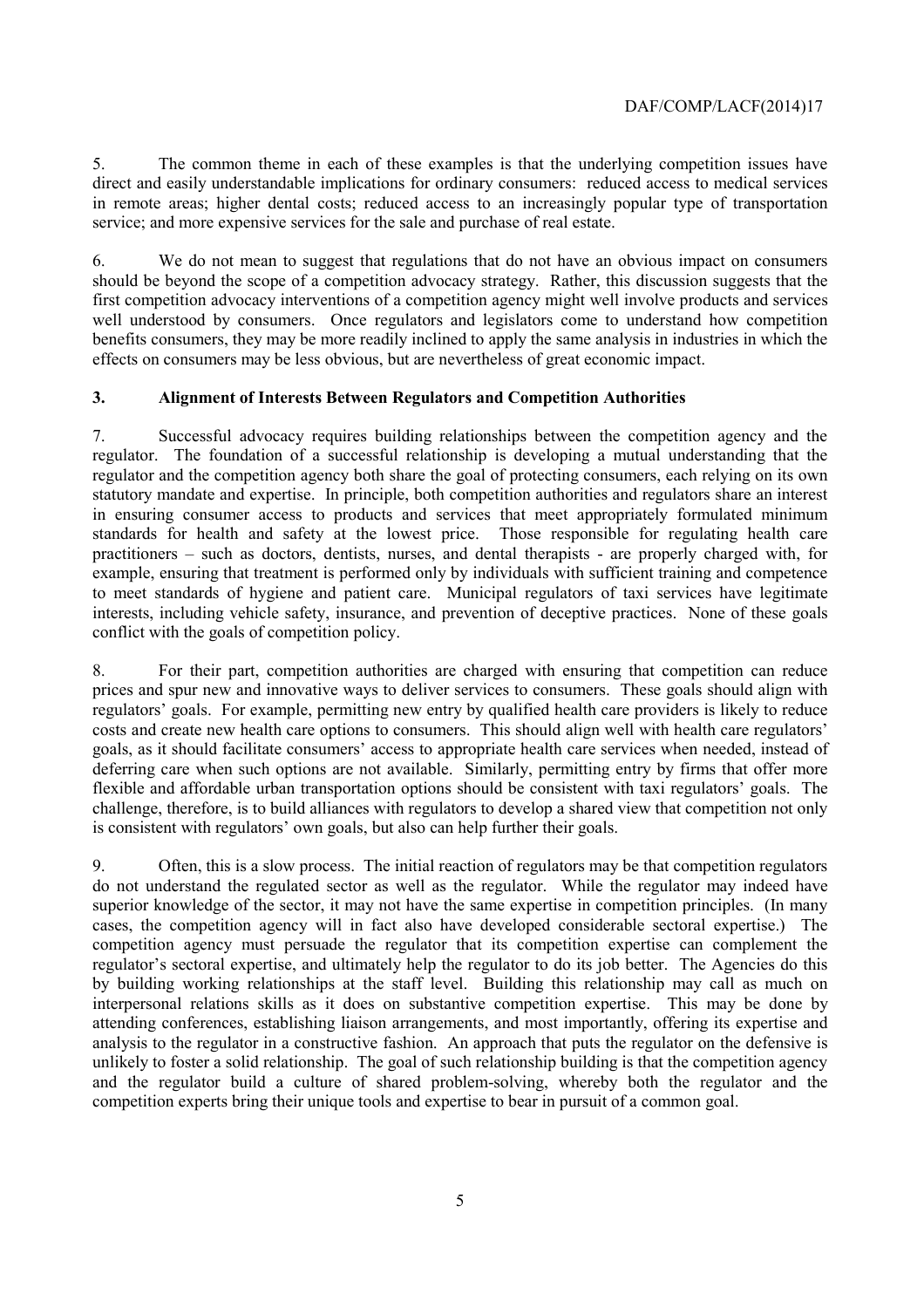5. The common theme in each of these examples is that the underlying competition issues have direct and easily understandable implications for ordinary consumers: reduced access to medical services in remote areas; higher dental costs; reduced access to an increasingly popular type of transportation service; and more expensive services for the sale and purchase of real estate.

6. We do not mean to suggest that regulations that do not have an obvious impact on consumers should be beyond the scope of a competition advocacy strategy. Rather, this discussion suggests that the first competition advocacy interventions of a competition agency might well involve products and services well understood by consumers. Once regulators and legislators come to understand how competition benefits consumers, they may be more readily inclined to apply the same analysis in industries in which the effects on consumers may be less obvious, but are nevertheless of great economic impact.

## 3. Alignment of Interests Between Regulators and Competition Authorities

7. Successful advocacy requires building relationships between the competition agency and the regulator. The foundation of a successful relationship is developing a mutual understanding that the regulator and the competition agency both share the goal of protecting consumers, each relying on its own statutory mandate and expertise. In principle, both competition authorities and regulators share an interest in ensuring consumer access to products and services that meet appropriately formulated minimum standards for health and safety at the lowest price. Those responsible for regulating health care practitioners – such as doctors, dentists, nurses, and dental therapists - are properly charged with, for example, ensuring that treatment is performed only by individuals with sufficient training and competence to meet standards of hygiene and patient care. Municipal regulators of taxi services have legitimate interests, including vehicle safety, insurance, and prevention of deceptive practices. None of these goals conflict with the goals of competition policy.

8. For their part, competition authorities are charged with ensuring that competition can reduce prices and spur new and innovative ways to deliver services to consumers. These goals should align with regulators' goals. For example, permitting new entry by qualified health care providers is likely to reduce costs and create new health care options to consumers. This should align well with health care regulators' goals, as it should facilitate consumers' access to appropriate health care services when needed, instead of deferring care when such options are not available. Similarly, permitting entry by firms that offer more flexible and affordable urban transportation options should be consistent with taxi regulators' goals. The challenge, therefore, is to build alliances with regulators to develop a shared view that competition not only is consistent with regulators' own goals, but also can help further their goals.

9. Often, this is a slow process. The initial reaction of regulators may be that competition regulators do not understand the regulated sector as well as the regulator. While the regulator may indeed have superior knowledge of the sector, it may not have the same expertise in competition principles. (In many cases, the competition agency will in fact also have developed considerable sectoral expertise.) The competition agency must persuade the regulator that its competition expertise can complement the regulator's sectoral expertise, and ultimately help the regulator to do its job better. The Agencies do this by building working relationships at the staff level. Building this relationship may call as much on interpersonal relations skills as it does on substantive competition expertise. This may be done by attending conferences, establishing liaison arrangements, and most importantly, offering its expertise and analysis to the regulator in a constructive fashion. An approach that puts the regulator on the defensive is unlikely to foster a solid relationship. The goal of such relationship building is that the competition agency and the regulator build a culture of shared problem-solving, whereby both the regulator and the competition experts bring their unique tools and expertise to bear in pursuit of a common goal.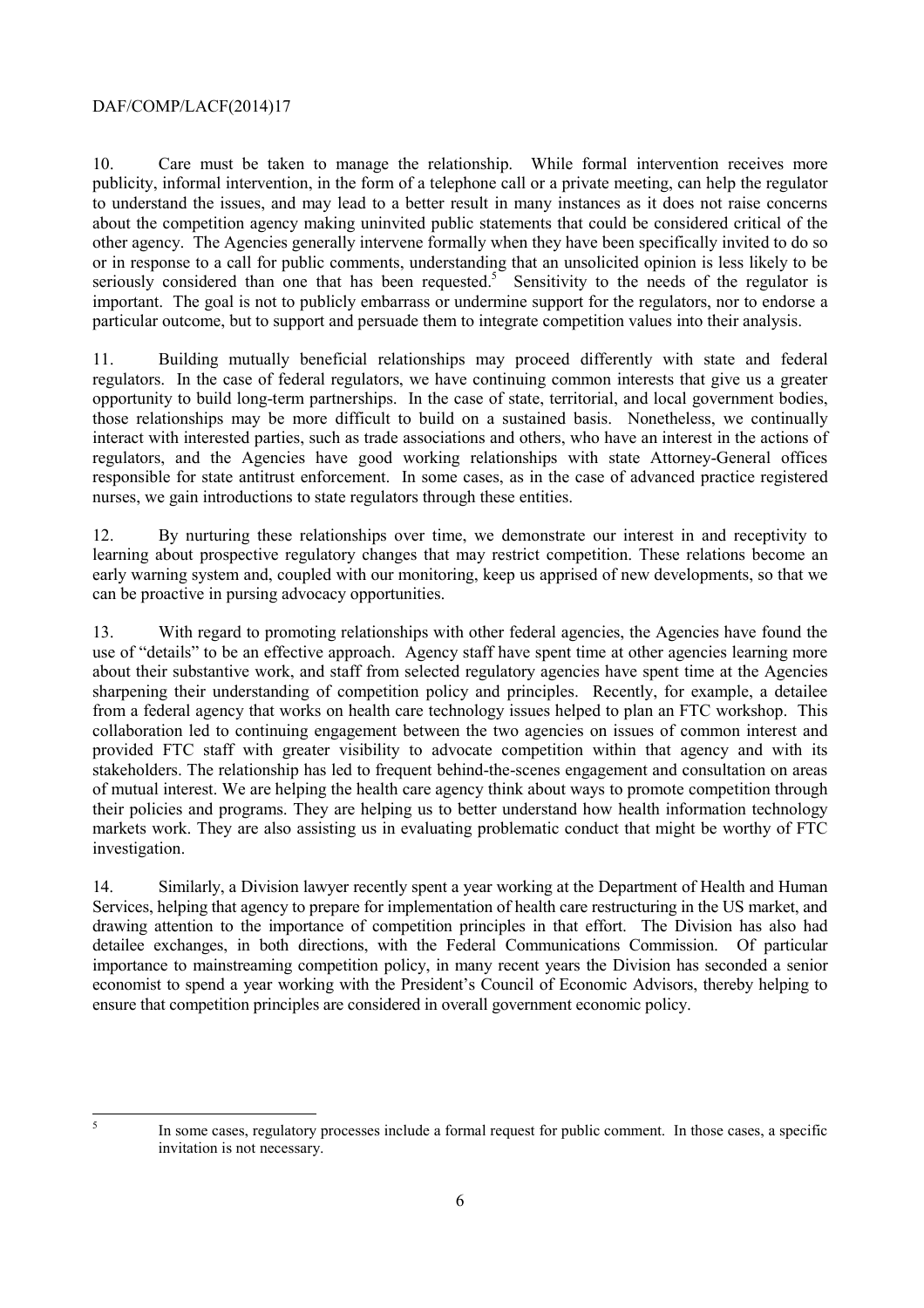10. Care must be taken to manage the relationship. While formal intervention receives more publicity, informal intervention, in the form of a telephone call or a private meeting, can help the regulator to understand the issues, and may lead to a better result in many instances as it does not raise concerns about the competition agency making uninvited public statements that could be considered critical of the other agency. The Agencies generally intervene formally when they have been specifically invited to do so or in response to a call for public comments, understanding that an unsolicited opinion is less likely to be seriously considered than one that has been requested.[5] Sensitivity to the needs of the regulator is important. The goal is not to publicly embarrass or undermine support for the regulators, nor to endorse a particular outcome, but to support and persuade them to integrate competition values into their analysis.

11. Building mutually beneficial relationships may proceed differently with state and federal regulators. In the case of federal regulators, we have continuing common interests that give us a greater opportunity to build long-term partnerships. In the case of state, territorial, and local government bodies, those relationships may be more difficult to build on a sustained basis. Nonetheless, we continually interact with interested parties, such as trade associations and others, who have an interest in the actions of regulators, and the Agencies have good working relationships with state Attorney-General offices responsible for state antitrust enforcement. In some cases, as in the case of advanced practice registered nurses, we gain introductions to state regulators through these entities.

12. By nurturing these relationships over time, we demonstrate our interest in and receptivity to learning about prospective regulatory changes that may restrict competition. These relations become an early warning system and, coupled with our monitoring, keep us apprised of new developments, so that we can be proactive in pursing advocacy opportunities.

13. With regard to promoting relationships with other federal agencies, the Agencies have found the use of "details" to be an effective approach. Agency staff have spent time at other agencies learning more about their substantive work, and staff from selected regulatory agencies have spent time at the Agencies sharpening their understanding of competition policy and principles. Recently, for example, a detailee from a federal agency that works on health care technology issues helped to plan an FTC workshop. This collaboration led to continuing engagement between the two agencies on issues of common interest and provided FTC staff with greater visibility to advocate competition within that agency and with its stakeholders. The relationship has led to frequent behind-the-scenes engagement and consultation on areas of mutual interest. We are helping the health care agency think about ways to promote competition through their policies and programs. They are helping us to better understand how health information technology markets work. They are also assisting us in evaluating problematic conduct that might be worthy of FTC investigation.

14. Similarly, a Division lawyer recently spent a year working at the Department of Health and Human Services, helping that agency to prepare for implementation of health care restructuring in the US market, and drawing attention to the importance of competition principles in that effort. The Division has also had detailee exchanges, in both directions, with the Federal Communications Commission. Of particular importance to mainstreaming competition policy, in many recent years the Division has seconded a senior economist to spend a year working with the President's Council of Economic Advisors, thereby helping to ensure that competition principles are considered in overall government economic policy.

---

[5] In some cases, regulatory processes include a formal request for public comment. In those cases, a specific invitation is not necessary.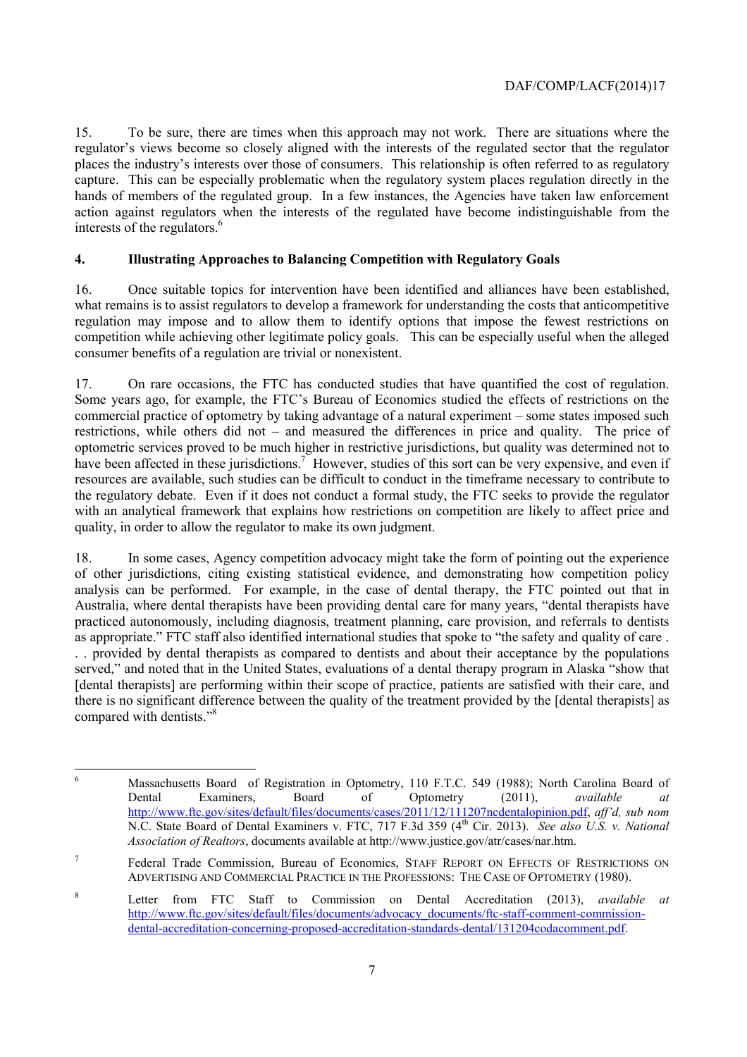15. To be sure, there are times when this approach may not work. There are situations where the regulator's views become so closely aligned with the interests of the regulated sector that the regulator places the industry's interests over those of consumers. This relationship is often referred to as regulatory capture. This can be especially problematic when the regulatory system places regulation directly in the hands of members of the regulated group. In a few instances, the Agencies have taken law enforcement action against regulators when the interests of the regulated have become indistinguishable from the interests of the regulators.[6]

## 4. Illustrating Approaches to Balancing Competition with Regulatory Goals

16. Once suitable topics for intervention have been identified and alliances have been established, what remains is to assist regulators to develop a framework for understanding the costs that anticompetitive regulation may impose and to allow them to identify options that impose the fewest restrictions on competition while achieving other legitimate policy goals. This can be especially useful when the alleged consumer benefits of a regulation are trivial or nonexistent.

17. On rare occasions, the FTC has conducted studies that have quantified the cost of regulation. Some years ago, for example, the FTC's Bureau of Economics studied the effects of restrictions on the commercial practice of optometry by taking advantage of a natural experiment – some states imposed such restrictions, while others did not – and measured the differences in price and quality. The price of optometric services proved to be much higher in restrictive jurisdictions, but quality was determined not to have been affected in these jurisdictions.[7] However, studies of this sort can be very expensive, and even if resources are available, such studies can be difficult to conduct in the timeframe necessary to contribute to the regulatory debate. Even if it does not conduct a formal study, the FTC seeks to provide the regulator with an analytical framework that explains how restrictions on competition are likely to affect price and quality, in order to allow the regulator to make its own judgment.

18. In some cases, Agency competition advocacy might take the form of pointing out the experience of other jurisdictions, citing existing statistical evidence, and demonstrating how competition policy analysis can be performed. For example, in the case of dental therapy, the FTC pointed out that in Australia, where dental therapists have been providing dental care for many years, "dental therapists have practiced autonomously, including diagnosis, treatment planning, care provision, and referrals to dentists as appropriate." FTC staff also identified international studies that spoke to "the safety and quality of care . . . provided by dental therapists as compared to dentists and about their acceptance by the populations served," and noted that in the United States, evaluations of a dental therapy program in Alaska "show that [dental therapists] are performing within their scope of practice, patients are satisfied with their care, and there is no significant difference between the quality of the treatment provided by the [dental therapists] as compared with dentists."[8]

---

[6] Massachusetts Board of Registration in Optometry, 110 F.T.C. 549 (1988); North Carolina Board of Dental Examiners, Board of Optometry (2011), *available at* http://www.ftc.gov/sites/default/files/documents/cases/2011/12/111207ncdentalopinion.pdf, *aff'd, sub nom* N.C. State Board of Dental Examiners v. FTC, 717 F.3d 359 (4th Cir. 2013). *See also U.S. v. National Association of Realtors*, documents available at http://www.justice.gov/atr/cases/nar.htm.

[7] Federal Trade Commission, Bureau of Economics, STAFF REPORT ON EFFECTS OF RESTRICTIONS ON ADVERTISING AND COMMERCIAL PRACTICE IN THE PROFESSIONS: THE CASE OF OPTOMETRY (1980).

[8] Letter from FTC Staff to Commission on Dental Accreditation (2013), *available at* http://www.ftc.gov/sites/default/files/documents/advocacy_documents/ftc-staff-comment-commission-dental-accreditation-concerning-proposed-accreditation-standards-dental/131204codacomment.pdf.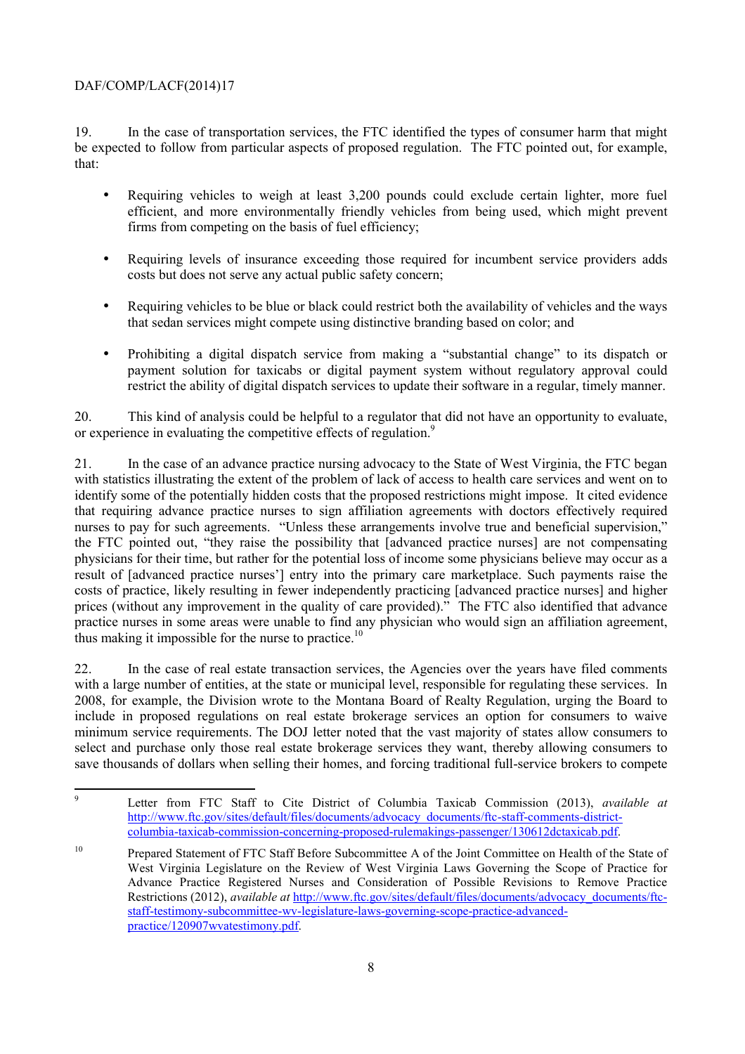19. In the case of transportation services, the FTC identified the types of consumer harm that might be expected to follow from particular aspects of proposed regulation. The FTC pointed out, for example, that:

- Requiring vehicles to weigh at least 3,200 pounds could exclude certain lighter, more fuel efficient, and more environmentally friendly vehicles from being used, which might prevent firms from competing on the basis of fuel efficiency;
- Requiring levels of insurance exceeding those required for incumbent service providers adds costs but does not serve any actual public safety concern;
- Requiring vehicles to be blue or black could restrict both the availability of vehicles and the ways that sedan services might compete using distinctive branding based on color; and
- Prohibiting a digital dispatch service from making a "substantial change" to its dispatch or payment solution for taxicabs or digital payment system without regulatory approval could restrict the ability of digital dispatch services to update their software in a regular, timely manner.

20. This kind of analysis could be helpful to a regulator that did not have an opportunity to evaluate, or experience in evaluating the competitive effects of regulation.[9]

21. In the case of an advance practice nursing advocacy to the State of West Virginia, the FTC began with statistics illustrating the extent of the problem of lack of access to health care services and went on to identify some of the potentially hidden costs that the proposed restrictions might impose. It cited evidence that requiring advance practice nurses to sign affiliation agreements with doctors effectively required nurses to pay for such agreements. "Unless these arrangements involve true and beneficial supervision," the FTC pointed out, "they raise the possibility that [advanced practice nurses] are not compensating physicians for their time, but rather for the potential loss of income some physicians believe may occur as a result of [advanced practice nurses'] entry into the primary care marketplace. Such payments raise the costs of practice, likely resulting in fewer independently practicing [advanced practice nurses] and higher prices (without any improvement in the quality of care provided)." The FTC also identified that advance practice nurses in some areas were unable to find any physician who would sign an affiliation agreement, thus making it impossible for the nurse to practice.[10]

22. In the case of real estate transaction services, the Agencies over the years have filed comments with a large number of entities, at the state or municipal level, responsible for regulating these services. In 2008, for example, the Division wrote to the Montana Board of Realty Regulation, urging the Board to include in proposed regulations on real estate brokerage services an option for consumers to waive minimum service requirements. The DOJ letter noted that the vast majority of states allow consumers to select and purchase only those real estate brokerage services they want, thereby allowing consumers to save thousands of dollars when selling their homes, and forcing traditional full-service brokers to compete

---

[9] Letter from FTC Staff to Cite District of Columbia Taxicab Commission (2013), *available at* http://www.ftc.gov/sites/default/files/documents/advocacy_documents/ftc-staff-comments-district-columbia-taxicab-commission-concerning-proposed-rulemakings-passenger/130612dctaxicab.pdf.

[10] Prepared Statement of FTC Staff Before Subcommittee A of the Joint Committee on Health of the State of West Virginia Legislature on the Review of West Virginia Laws Governing the Scope of Practice for Advance Practice Registered Nurses and Consideration of Possible Revisions to Remove Practice Restrictions (2012), *available at* http://www.ftc.gov/sites/default/files/documents/advocacy_documents/ftc-staff-testimony-subcommittee-wv-legislature-laws-governing-scope-practice-advanced-practice/120907wvatestimony.pdf.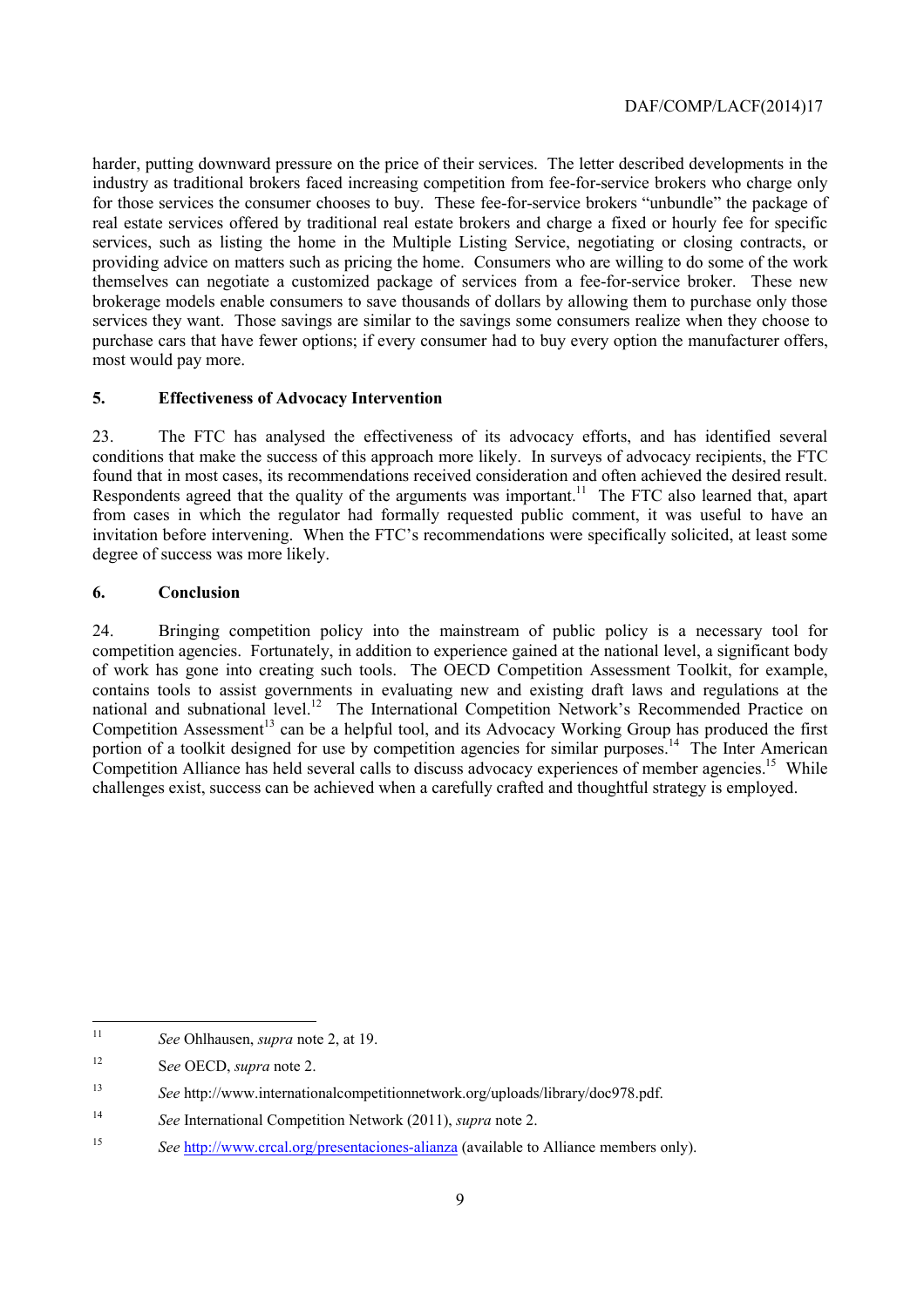harder, putting downward pressure on the price of their services. The letter described developments in the industry as traditional brokers faced increasing competition from fee-for-service brokers who charge only for those services the consumer chooses to buy. These fee-for-service brokers "unbundle" the package of real estate services offered by traditional real estate brokers and charge a fixed or hourly fee for specific services, such as listing the home in the Multiple Listing Service, negotiating or closing contracts, or providing advice on matters such as pricing the home. Consumers who are willing to do some of the work themselves can negotiate a customized package of services from a fee-for-service broker. These new brokerage models enable consumers to save thousands of dollars by allowing them to purchase only those services they want. Those savings are similar to the savings some consumers realize when they choose to purchase cars that have fewer options; if every consumer had to buy every option the manufacturer offers, most would pay more.

### 5. Effectiveness of Advocacy Intervention

23. The FTC has analysed the effectiveness of its advocacy efforts, and has identified several conditions that make the success of this approach more likely. In surveys of advocacy recipients, the FTC found that in most cases, its recommendations received consideration and often achieved the desired result. Respondents agreed that the quality of the arguments was important.[11] The FTC also learned that, apart from cases in which the regulator had formally requested public comment, it was useful to have an invitation before intervening. When the FTC's recommendations were specifically solicited, at least some degree of success was more likely.

### 6. Conclusion

24. Bringing competition policy into the mainstream of public policy is a necessary tool for competition agencies. Fortunately, in addition to experience gained at the national level, a significant body of work has gone into creating such tools. The OECD Competition Assessment Toolkit, for example, contains tools to assist governments in evaluating new and existing draft laws and regulations at the national and subnational level.[12] The International Competition Network's Recommended Practice on Competition Assessment[13] can be a helpful tool, and its Advocacy Working Group has produced the first portion of a toolkit designed for use by competition agencies for similar purposes.[14] The Inter American Competition Alliance has held several calls to discuss advocacy experiences of member agencies.[15] While challenges exist, success can be achieved when a carefully crafted and thoughtful strategy is employed.

---

[11] *See* Ohlhausen, *supra* note 2, at 19.

[12] S*ee* OECD, *supra* note 2.

[13] *See* http://www.internationalcompetitionnetwork.org/uploads/library/doc978.pdf.

[14] *See* International Competition Network (2011), *supra* note 2.

[15] *See* http://www.crcal.org/presentaciones-alianza (available to Alliance members only).